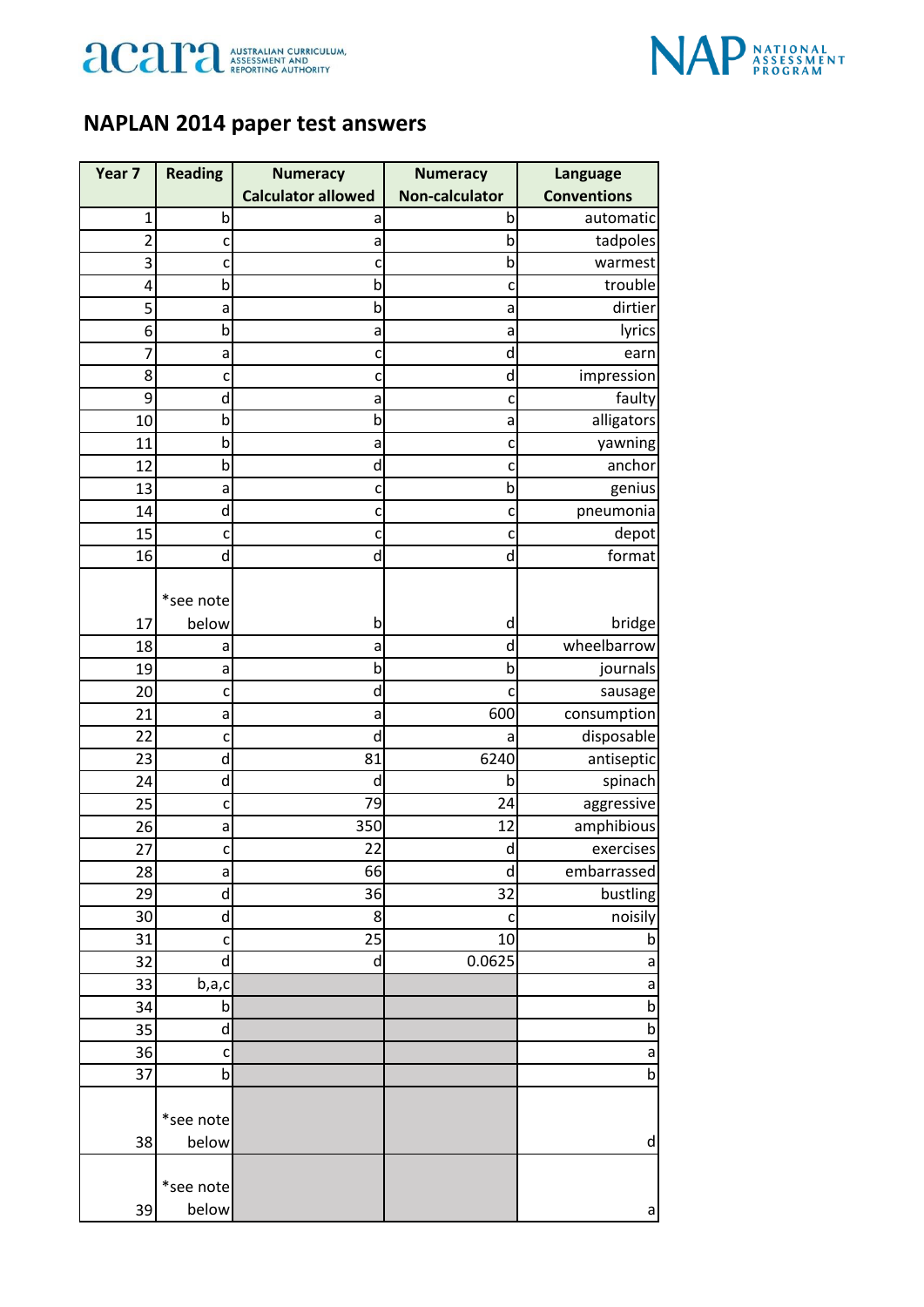# NAPLAN 2014 paper test answers

| Year 7 | Reading | Numeracy Calculator allowed | Numeracy Non-calculator | Language Conventions |
|---|---|---|---|---|
| 1 | b | a | b | automatic |
| 2 | c | a | b | tadpoles |
| 3 | c | c | b | warmest |
| 4 | b | b | c | trouble |
| 5 | a | b | a | dirtier |
| 6 | b | a | a | lyrics |
| 7 | a | c | d | earn |
| 8 | c | c | d | impression |
| 9 | d | a | c | faulty |
| 10 | b | b | a | alligators |
| 11 | b | a | c | yawning |
| 12 | b | d | c | anchor |
| 13 | a | c | b | genius |
| 14 | d | c | c | pneumonia |
| 15 | c | c | c | depot |
| 16 | d | d | d | format |
| 17 | *see note below | b | d | bridge |
| 18 | a | a | d | wheelbarrow |
| 19 | a | b | b | journals |
| 20 | c | d | c | sausage |
| 21 | a | a | 600 | consumption |
| 22 | c | d | a | disposable |
| 23 | d | 81 | 6240 | antiseptic |
| 24 | d | d | b | spinach |
| 25 | c | 79 | 24 | aggressive |
| 26 | a | 350 | 12 | amphibious |
| 27 | c | 22 | d | exercises |
| 28 | a | 66 | d | embarrassed |
| 29 | d | 36 | 32 | bustling |
| 30 | d | 8 | c | noisily |
| 31 | c | 25 | 10 | b |
| 32 | d | d | 0.0625 | a |
| 33 | b,a,c | | | a |
| 34 | b | | | b |
| 35 | d | | | b |
| 36 | c | | | a |
| 37 | b | | | b |
| 38 | *see note below | | | d |
| 39 | *see note below | | | a |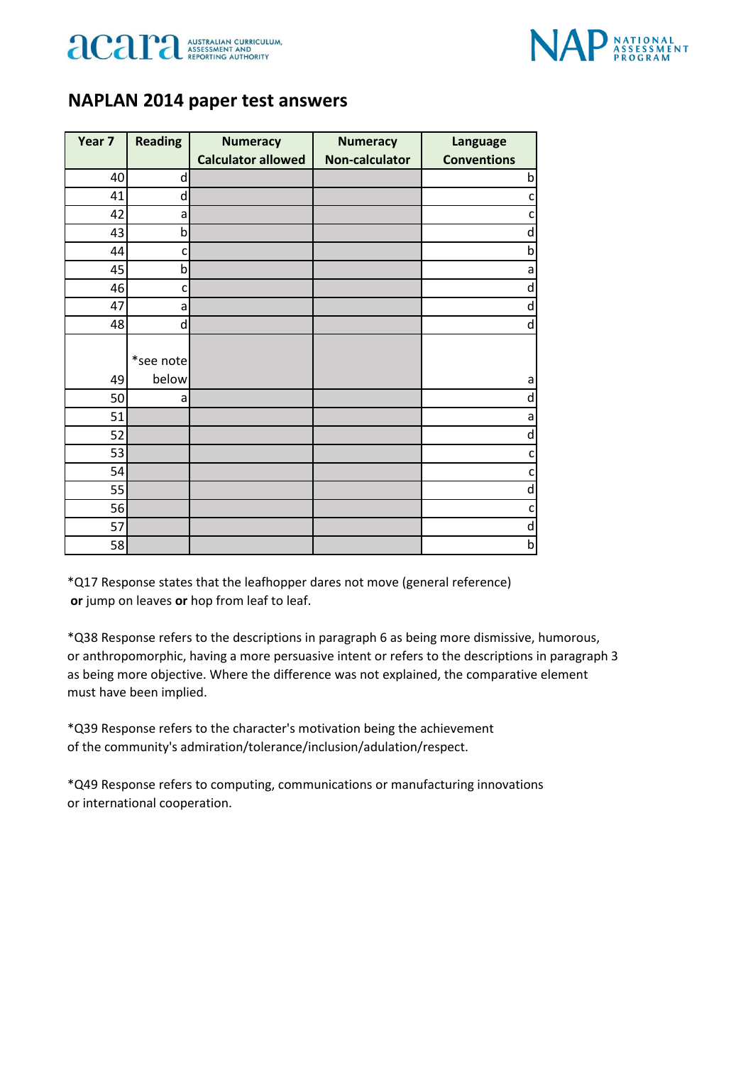## NAPLAN 2014 paper test answers

| Year 7 | Reading | Numeracy Calculator allowed | Numeracy Non-calculator | Language Conventions |
|---|---|---|---|---|
| 40 | d | | | b |
| 41 | d | | | c |
| 42 | a | | | c |
| 43 | b | | | d |
| 44 | c | | | b |
| 45 | b | | | a |
| 46 | c | | | d |
| 47 | a | | | d |
| 48 | d | | | d |
| 49 | *see note below | | | a |
| 50 | a | | | d |
| 51 | | | | a |
| 52 | | | | d |
| 53 | | | | c |
| 54 | | | | c |
| 55 | | | | d |
| 56 | | | | c |
| 57 | | | | d |
| 58 | | | | b |

*Q17 Response states that the leafhopper dares not move (general reference) **or** jump on leaves **or** hop from leaf to leaf.

*Q38 Response refers to the descriptions in paragraph 6 as being more dismissive, humorous, or anthropomorphic, having a more persuasive intent or refers to the descriptions in paragraph 3 as being more objective. Where the difference was not explained, the comparative element must have been implied.

*Q39 Response refers to the character's motivation being the achievement of the community's admiration/tolerance/inclusion/adulation/respect.

*Q49 Response refers to computing, communications or manufacturing innovations or international cooperation.